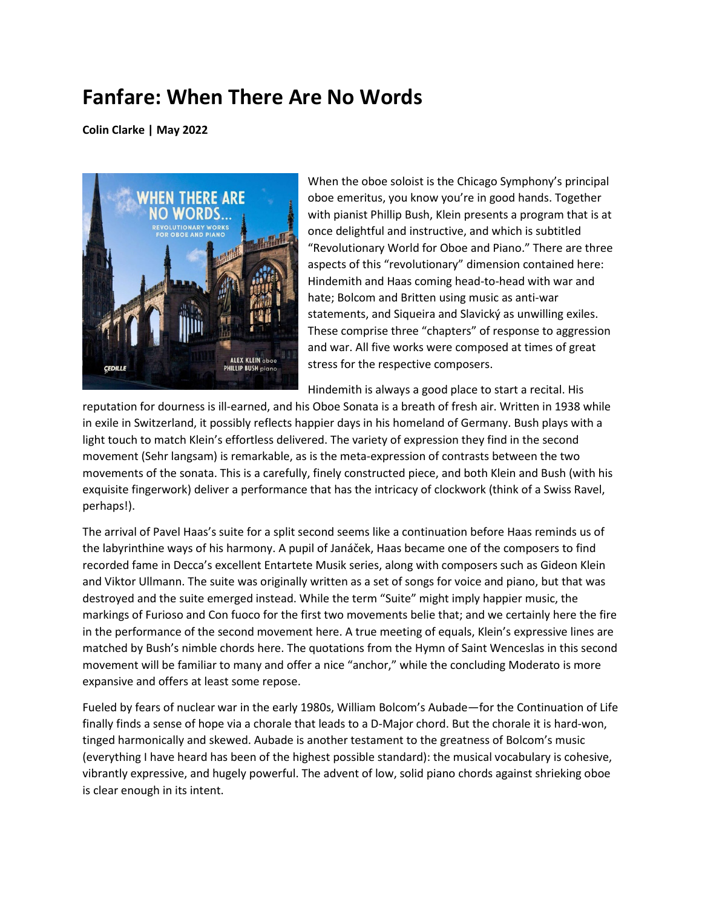# Fanfare: When There Are No Words

**Colin Clarke | May 2022**

When the oboe soloist is the Chicago Symphony's principal oboe emeritus, you know you're in good hands. Together with pianist Phillip Bush, Klein presents a program that is at once delightful and instructive, and which is subtitled "Revolutionary World for Oboe and Piano." There are three aspects of this "revolutionary" dimension contained here: Hindemith and Haas coming head-to-head with war and hate; Bolcom and Britten using music as anti-war statements, and Siqueira and Slavický as unwilling exiles. These comprise three "chapters" of response to aggression and war. All five works were composed at times of great stress for the respective composers.

Hindemith is always a good place to start a recital. His reputation for dourness is ill-earned, and his Oboe Sonata is a breath of fresh air. Written in 1938 while in exile in Switzerland, it possibly reflects happier days in his homeland of Germany. Bush plays with a light touch to match Klein's effortless delivered. The variety of expression they find in the second movement (Sehr langsam) is remarkable, as is the meta-expression of contrasts between the two movements of the sonata. This is a carefully, finely constructed piece, and both Klein and Bush (with his exquisite fingerwork) deliver a performance that has the intricacy of clockwork (think of a Swiss Ravel, perhaps!).

The arrival of Pavel Haas's suite for a split second seems like a continuation before Haas reminds us of the labyrinthine ways of his harmony. A pupil of Janáček, Haas became one of the composers to find recorded fame in Decca's excellent Entartete Musik series, along with composers such as Gideon Klein and Viktor Ullmann. The suite was originally written as a set of songs for voice and piano, but that was destroyed and the suite emerged instead. While the term "Suite" might imply happier music, the markings of Furioso and Con fuoco for the first two movements belie that; and we certainly here the fire in the performance of the second movement here. A true meeting of equals, Klein's expressive lines are matched by Bush's nimble chords here. The quotations from the Hymn of Saint Wenceslas in this second movement will be familiar to many and offer a nice "anchor," while the concluding Moderato is more expansive and offers at least some repose.

Fueled by fears of nuclear war in the early 1980s, William Bolcom's Aubade—for the Continuation of Life finally finds a sense of hope via a chorale that leads to a D-Major chord. But the chorale it is hard-won, tinged harmonically and skewed. Aubade is another testament to the greatness of Bolcom's music (everything I have heard has been of the highest possible standard): the musical vocabulary is cohesive, vibrantly expressive, and hugely powerful. The advent of low, solid piano chords against shrieking oboe is clear enough in its intent.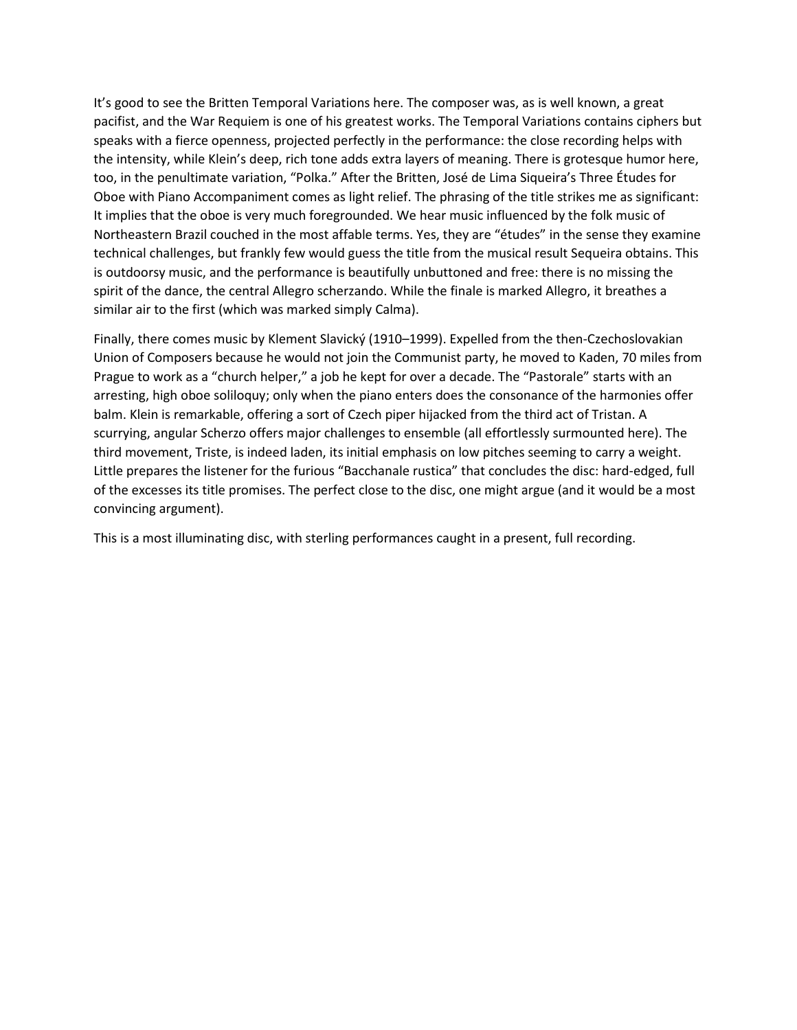It's good to see the Britten Temporal Variations here. The composer was, as is well known, a great pacifist, and the War Requiem is one of his greatest works. The Temporal Variations contains ciphers but speaks with a fierce openness, projected perfectly in the performance: the close recording helps with the intensity, while Klein's deep, rich tone adds extra layers of meaning. There is grotesque humor here, too, in the penultimate variation, "Polka." After the Britten, José de Lima Siqueira's Three Études for Oboe with Piano Accompaniment comes as light relief. The phrasing of the title strikes me as significant: It implies that the oboe is very much foregrounded. We hear music influenced by the folk music of Northeastern Brazil couched in the most affable terms. Yes, they are "études" in the sense they examine technical challenges, but frankly few would guess the title from the musical result Sequeira obtains. This is outdoorsy music, and the performance is beautifully unbuttoned and free: there is no missing the spirit of the dance, the central Allegro scherzando. While the finale is marked Allegro, it breathes a similar air to the first (which was marked simply Calma).

Finally, there comes music by Klement Slavický (1910–1999). Expelled from the then-Czechoslovakian Union of Composers because he would not join the Communist party, he moved to Kaden, 70 miles from Prague to work as a "church helper," a job he kept for over a decade. The "Pastorale" starts with an arresting, high oboe soliloquy; only when the piano enters does the consonance of the harmonies offer balm. Klein is remarkable, offering a sort of Czech piper hijacked from the third act of Tristan. A scurrying, angular Scherzo offers major challenges to ensemble (all effortlessly surmounted here). The third movement, Triste, is indeed laden, its initial emphasis on low pitches seeming to carry a weight. Little prepares the listener for the furious "Bacchanale rustica" that concludes the disc: hard-edged, full of the excesses its title promises. The perfect close to the disc, one might argue (and it would be a most convincing argument).

This is a most illuminating disc, with sterling performances caught in a present, full recording.